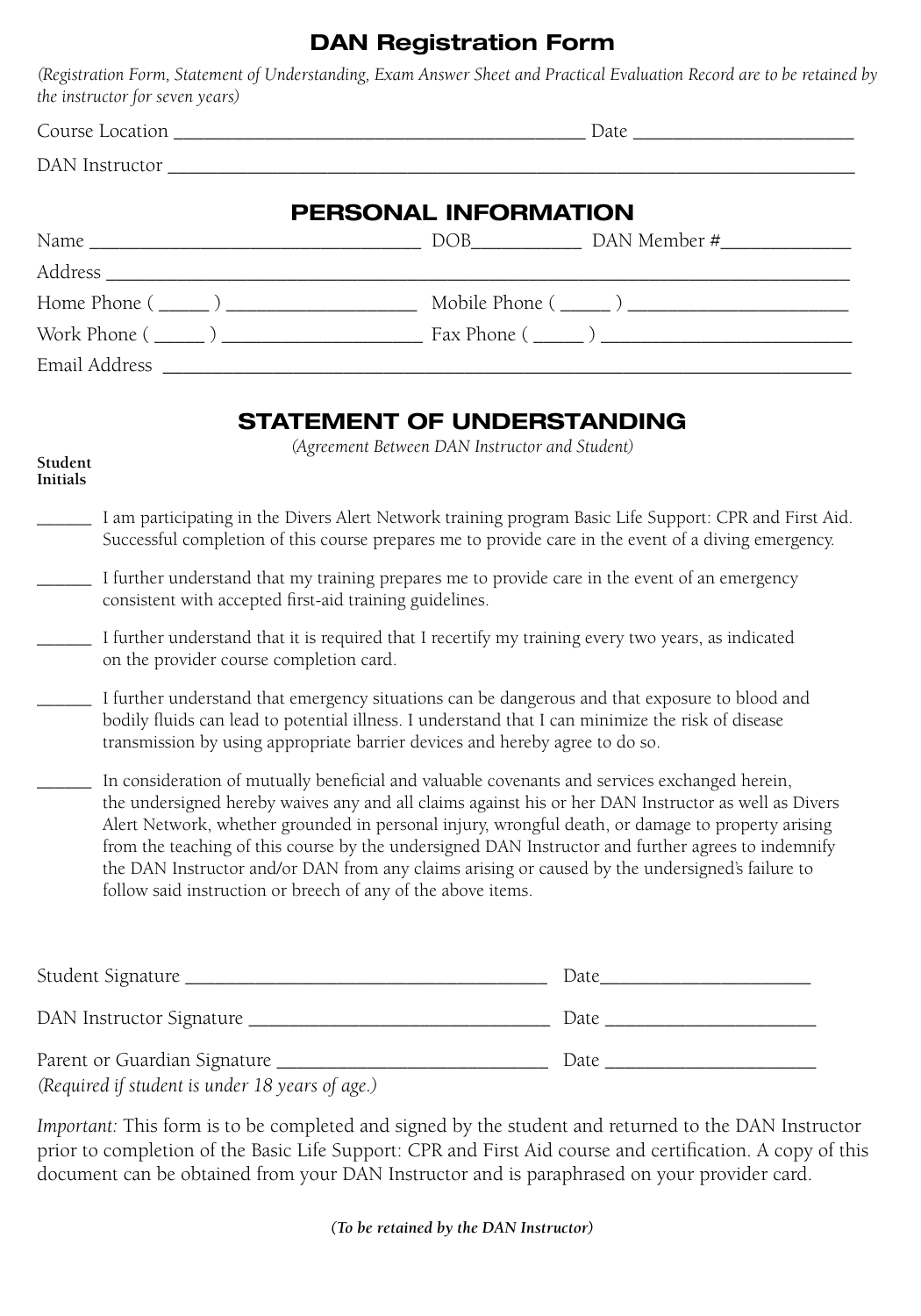# DAN Registration Form

*(Registration Form, Statement of Understanding, Exam Answer Sheet and Practical Evaluation Record are to be retained by the instructor for seven years)*

Course Location ________________________________________ Date ______________________

DAN Instructor ______________________________________________________________________

## PERSONAL INFORMATION

Name ________________________________ DOB__________ DAN Member #____________

Address ______________________________________________________________________

Home Phone ( _____ ) __________________ Mobile Phone ( _____ ) ____________________

Work Phone ( _____ ) ___________________ Fax Phone ( _____ ) _______________________

Email Address ________________________________________________________________

## STATEMENT OF UNDERSTANDING

*(Agreement Between DAN Instructor and Student)*

**Student Initials**

______ I am participating in the Divers Alert Network training program Basic Life Support: CPR and First Aid. Successful completion of this course prepares me to provide care in the event of a diving emergency.

______ I further understand that my training prepares me to provide care in the event of an emergency consistent with accepted first-aid training guidelines.

______ I further understand that it is required that I recertify my training every two years, as indicated on the provider course completion card.

______ I further understand that emergency situations can be dangerous and that exposure to blood and bodily fluids can lead to potential illness. I understand that I can minimize the risk of disease transmission by using appropriate barrier devices and hereby agree to do so.

______ In consideration of mutually beneficial and valuable covenants and services exchanged herein, the undersigned hereby waives any and all claims against his or her DAN Instructor as well as Divers Alert Network, whether grounded in personal injury, wrongful death, or damage to property arising from the teaching of this course by the undersigned DAN Instructor and further agrees to indemnify the DAN Instructor and/or DAN from any claims arising or caused by the undersigned's failure to follow said instruction or breech of any of the above items.

Student Signature ___________________________________ Date_____________________

DAN Instructor Signature _____________________________ Date _____________________

Parent or Guardian Signature __________________________ Date _____________________
*(Required if student is under 18 years of age.)*

*Important:* This form is to be completed and signed by the student and returned to the DAN Instructor prior to completion of the Basic Life Support: CPR and First Aid course and certification. A copy of this document can be obtained from your DAN Instructor and is paraphrased on your provider card.

***(To be retained by the DAN Instructor)***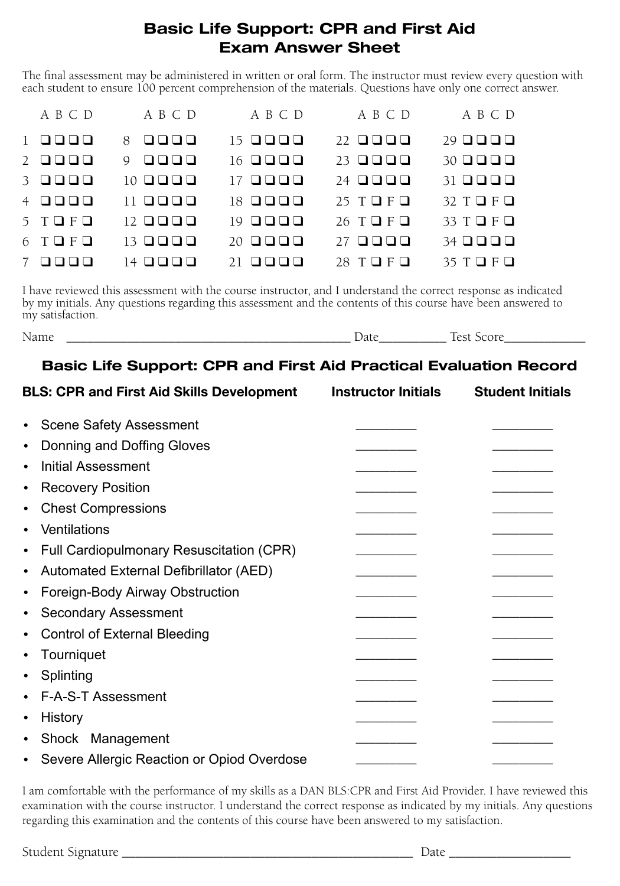# Basic Life Support: CPR and First Aid Exam Answer Sheet

The final assessment may be administered in written or oral form. The instructor must review every question with each student to ensure 100 percent comprehension of the materials. Questions have only one correct answer.

| | | | | |
|---|---|---|---|---|
| A B C D | A B C D | A B C D | A B C D | A B C D |
| 1 ❑❑❑❑ | 8 ❑❑❑❑ | 15 ❑❑❑❑ | 22 ❑❑❑❑ | 29 ❑❑❑❑ |
| 2 ❑❑❑❑ | 9 ❑❑❑❑ | 16 ❑❑❑❑ | 23 ❑❑❑❑ | 30 ❑❑❑❑ |
| 3 ❑❑❑❑ | 10 ❑❑❑❑ | 17 ❑❑❑❑ | 24 ❑❑❑❑ | 31 ❑❑❑❑ |
| 4 ❑❑❑❑ | 11 ❑❑❑❑ | 18 ❑❑❑❑ | 25 T ❑ F ❑ | 32 T ❑ F ❑ |
| 5 T ❑ F ❑ | 12 ❑❑❑❑ | 19 ❑❑❑❑ | 26 T ❑ F ❑ | 33 T ❑ F ❑ |
| 6 T ❑ F ❑ | 13 ❑❑❑❑ | 20 ❑❑❑❑ | 27 ❑❑❑❑ | 34 ❑❑❑❑ |
| 7 ❑❑❑❑ | 14 ❑❑❑❑ | 21 ❑❑❑❑ | 28 T ❑ F ❑ | 35 T ❑ F ❑ |

I have reviewed this assessment with the course instructor, and I understand the correct response as indicated by my initials. Any questions regarding this assessment and the contents of this course have been answered to my satisfaction.

Name ____________________________________________ Date__________ Test Score____________

## Basic Life Support: CPR and First Aid Practical Evaluation Record

| BLS: CPR and First Aid Skills Development | Instructor Initials | Student Initials |
|---|---|---|
| • Scene Safety Assessment | ________ | ________ |
| • Donning and Doffing Gloves | ________ | ________ |
| • Initial Assessment | ________ | ________ |
| • Recovery Position | ________ | ________ |
| • Chest Compressions | ________ | ________ |
| • Ventilations | ________ | ________ |
| • Full Cardiopulmonary Resuscitation (CPR) | ________ | ________ |
| • Automated External Defibrillator (AED) | ________ | ________ |
| • Foreign-Body Airway Obstruction | ________ | ________ |
| • Secondary Assessment | ________ | ________ |
| • Control of External Bleeding | ________ | ________ |
| • Tourniquet | ________ | ________ |
| • Splinting | ________ | ________ |
| • F-A-S-T Assessment | ________ | ________ |
| • History | ________ | ________ |
| • Shock Management | ________ | ________ |
| • Severe Allergic Reaction or Opiod Overdose | ________ | ________ |

I am comfortable with the performance of my skills as a DAN BLS:CPR and First Aid Provider. I have reviewed this examination with the course instructor. I understand the correct response as indicated by my initials. Any questions regarding this examination and the contents of this course have been answered to my satisfaction.

Student Signature ____________________________________________ Date ________________